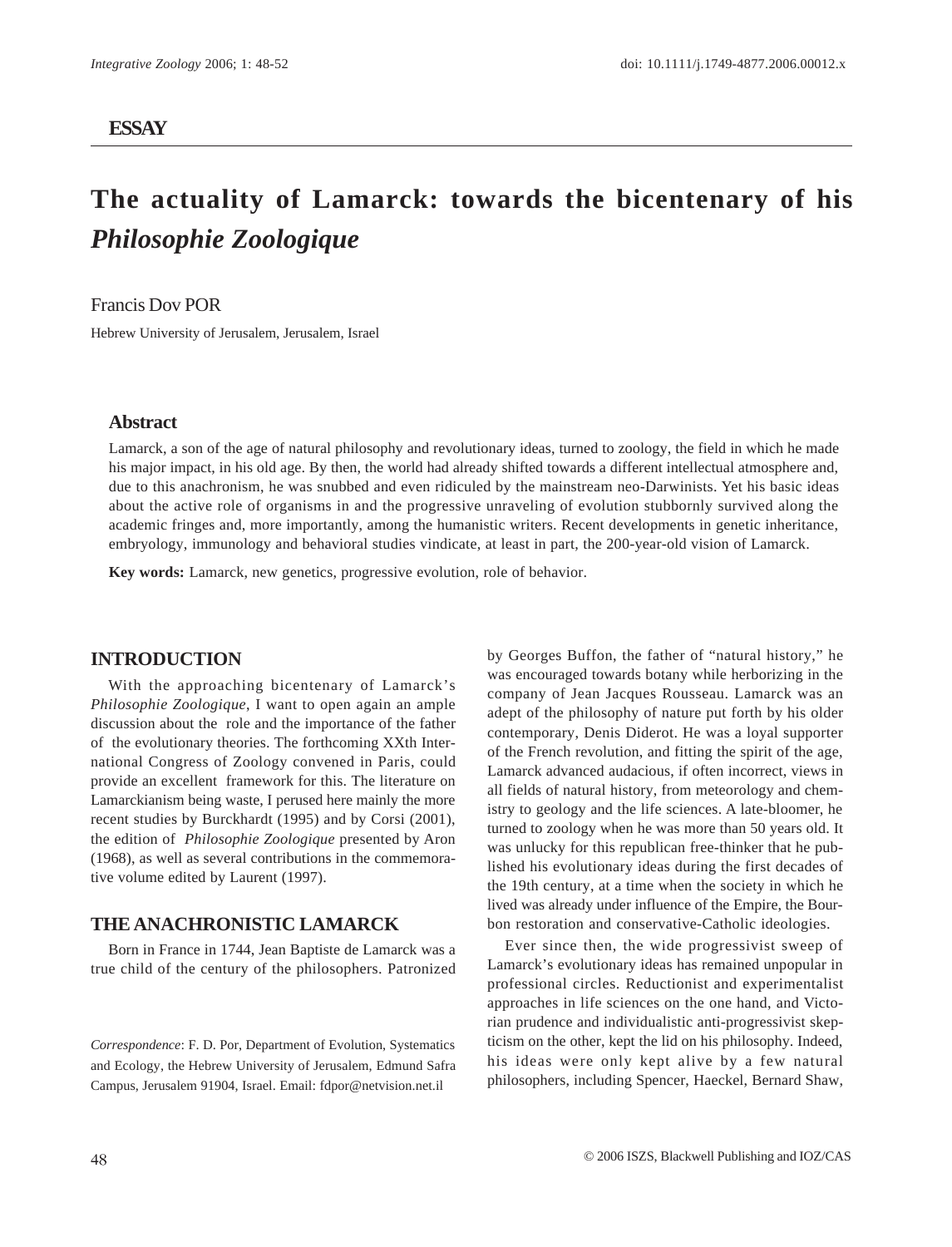**ESSAY**

# The actuality of Lamarck: towards the bicentenary of his *Philosophie Zoologique*

Francis Dov POR

Hebrew University of Jerusalem, Jerusalem, Israel

## Abstract

Lamarck, a son of the age of natural philosophy and revolutionary ideas, turned to zoology, the field in which he made his major impact, in his old age. By then, the world had already shifted towards a different intellectual atmosphere and, due to this anachronism, he was snubbed and even ridiculed by the mainstream neo-Darwinists. Yet his basic ideas about the active role of organisms in and the progressive unraveling of evolution stubbornly survived along the academic fringes and, more importantly, among the humanistic writers. Recent developments in genetic inheritance, embryology, immunology and behavioral studies vindicate, at least in part, the 200-year-old vision of Lamarck.

**Key words:** Lamarck, new genetics, progressive evolution, role of behavior.

## INTRODUCTION

With the approaching bicentenary of Lamarck's *Philosophie Zoologique*, I want to open again an ample discussion about the role and the importance of the father of the evolutionary theories. The forthcoming XXth International Congress of Zoology convened in Paris, could provide an excellent framework for this. The literature on Lamarckianism being waste, I perused here mainly the more recent studies by Burckhardt (1995) and by Corsi (2001), the edition of *Philosophie Zoologique* presented by Aron (1968), as well as several contributions in the commemorative volume edited by Laurent (1997).

## THE ANACHRONISTIC LAMARCK

Born in France in 1744, Jean Baptiste de Lamarck was a true child of the century of the philosophers. Patronized by Georges Buffon, the father of "natural history," he was encouraged towards botany while herborizing in the company of Jean Jacques Rousseau. Lamarck was an adept of the philosophy of nature put forth by his older contemporary, Denis Diderot. He was a loyal supporter of the French revolution, and fitting the spirit of the age, Lamarck advanced audacious, if often incorrect, views in all fields of natural history, from meteorology and chemistry to geology and the life sciences. A late-bloomer, he turned to zoology when he was more than 50 years old. It was unlucky for this republican free-thinker that he published his evolutionary ideas during the first decades of the 19th century, at a time when the society in which he lived was already under influence of the Empire, the Bourbon restoration and conservative-Catholic ideologies.

Ever since then, the wide progressivist sweep of Lamarck's evolutionary ideas has remained unpopular in professional circles. Reductionist and experimentalist approaches in life sciences on the one hand, and Victorian prudence and individualistic anti-progressivist skepticism on the other, kept the lid on his philosophy. Indeed, his ideas were only kept alive by a few natural philosophers, including Spencer, Haeckel, Bernard Shaw,

*Correspondence*: F. D. Por, Department of Evolution, Systematics and Ecology, the Hebrew University of Jerusalem, Edmund Safra Campus, Jerusalem 91904, Israel. Email: fdpor@netvision.net.il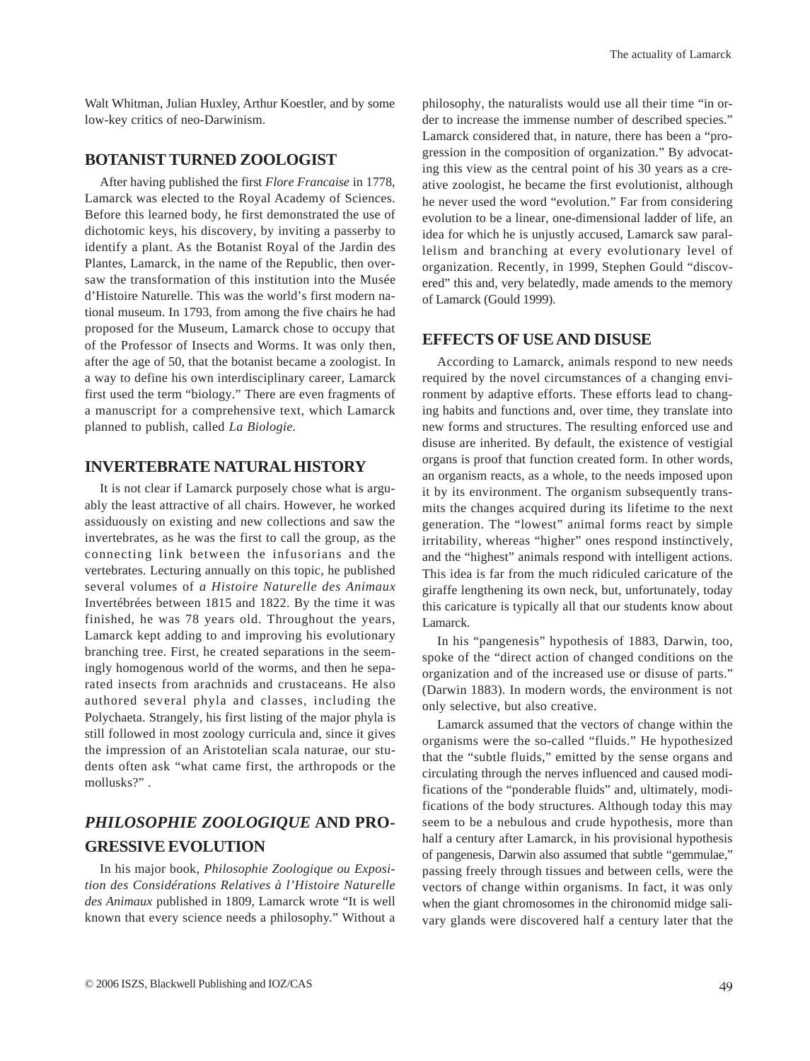Walt Whitman, Julian Huxley, Arthur Koestler, and by some low-key critics of neo-Darwinism.

## BOTANIST TURNED ZOOLOGIST

After having published the first *Flore Francaise* in 1778, Lamarck was elected to the Royal Academy of Sciences. Before this learned body, he first demonstrated the use of dichotomic keys, his discovery, by inviting a passerby to identify a plant. As the Botanist Royal of the Jardin des Plantes, Lamarck, in the name of the Republic, then oversaw the transformation of this institution into the Musée d'Histoire Naturelle. This was the world's first modern national museum. In 1793, from among the five chairs he had proposed for the Museum, Lamarck chose to occupy that of the Professor of Insects and Worms. It was only then, after the age of 50, that the botanist became a zoologist. In a way to define his own interdisciplinary career, Lamarck first used the term "biology." There are even fragments of a manuscript for a comprehensive text, which Lamarck planned to publish, called *La Biologie.*

## INVERTEBRATE NATURAL HISTORY

It is not clear if Lamarck purposely chose what is arguably the least attractive of all chairs. However, he worked assiduously on existing and new collections and saw the invertebrates, as he was the first to call the group, as the connecting link between the infusorians and the vertebrates. Lecturing annually on this topic, he published several volumes of *a Histoire Naturelle des Animaux* Invertébrées between 1815 and 1822. By the time it was finished, he was 78 years old. Throughout the years, Lamarck kept adding to and improving his evolutionary branching tree. First, he created separations in the seemingly homogenous world of the worms, and then he separated insects from arachnids and crustaceans. He also authored several phyla and classes, including the Polychaeta. Strangely, his first listing of the major phyla is still followed in most zoology curricula and, since it gives the impression of an Aristotelian scala naturae, our students often ask "what came first, the arthropods or the mollusks?" .

## *PHILOSOPHIE ZOOLOGIQUE* AND PROGRESSIVE EVOLUTION

In his major book, *Philosophie Zoologique ou Exposition des Considérations Relatives à l'Histoire Naturelle des Animaux* published in 1809, Lamarck wrote "It is well known that every science needs a philosophy." Without a philosophy, the naturalists would use all their time "in order to increase the immense number of described species." Lamarck considered that, in nature, there has been a "progression in the composition of organization." By advocating this view as the central point of his 30 years as a creative zoologist, he became the first evolutionist, although he never used the word "evolution." Far from considering evolution to be a linear, one-dimensional ladder of life, an idea for which he is unjustly accused, Lamarck saw parallelism and branching at every evolutionary level of organization. Recently, in 1999, Stephen Gould "discovered" this and, very belatedly, made amends to the memory of Lamarck (Gould 1999).

## EFFECTS OF USE AND DISUSE

According to Lamarck, animals respond to new needs required by the novel circumstances of a changing environment by adaptive efforts. These efforts lead to changing habits and functions and, over time, they translate into new forms and structures. The resulting enforced use and disuse are inherited. By default, the existence of vestigial organs is proof that function created form. In other words, an organism reacts, as a whole, to the needs imposed upon it by its environment. The organism subsequently transmits the changes acquired during its lifetime to the next generation. The "lowest" animal forms react by simple irritability, whereas "higher" ones respond instinctively, and the "highest" animals respond with intelligent actions. This idea is far from the much ridiculed caricature of the giraffe lengthening its own neck, but, unfortunately, today this caricature is typically all that our students know about Lamarck.

In his "pangenesis" hypothesis of 1883, Darwin, too, spoke of the "direct action of changed conditions on the organization and of the increased use or disuse of parts." (Darwin 1883). In modern words, the environment is not only selective, but also creative.

Lamarck assumed that the vectors of change within the organisms were the so-called "fluids." He hypothesized that the "subtle fluids," emitted by the sense organs and circulating through the nerves influenced and caused modifications of the "ponderable fluids" and, ultimately, modifications of the body structures. Although today this may seem to be a nebulous and crude hypothesis, more than half a century after Lamarck, in his provisional hypothesis of pangenesis, Darwin also assumed that subtle "gemmulae," passing freely through tissues and between cells, were the vectors of change within organisms. In fact, it was only when the giant chromosomes in the chironomid midge salivary glands were discovered half a century later that the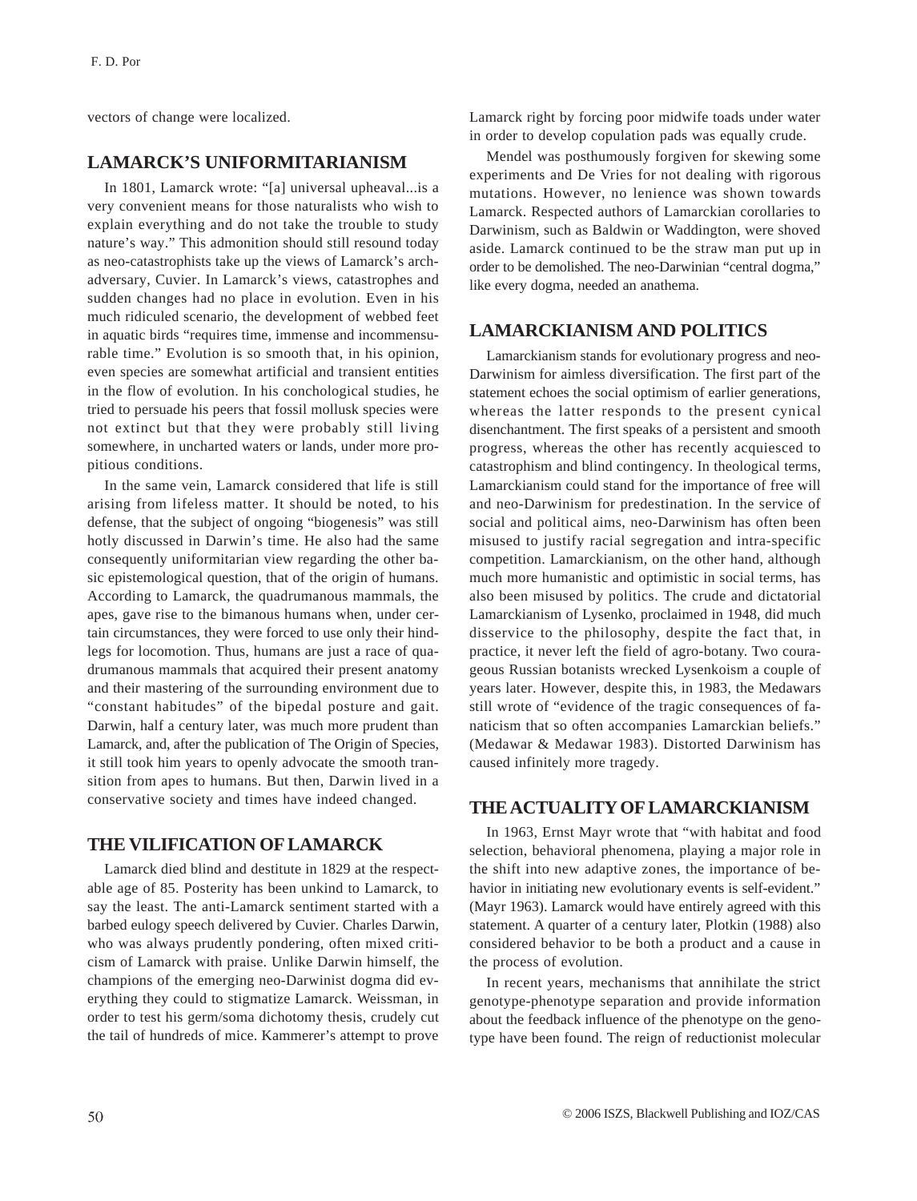vectors of change were localized.

## LAMARCK'S UNIFORMITARIANISM

In 1801, Lamarck wrote: "[a] universal upheaval...is a very convenient means for those naturalists who wish to explain everything and do not take the trouble to study nature's way." This admonition should still resound today as neo-catastrophists take up the views of Lamarck's arch-adversary, Cuvier. In Lamarck's views, catastrophes and sudden changes had no place in evolution. Even in his much ridiculed scenario, the development of webbed feet in aquatic birds "requires time, immense and incommensurable time." Evolution is so smooth that, in his opinion, even species are somewhat artificial and transient entities in the flow of evolution. In his conchological studies, he tried to persuade his peers that fossil mollusk species were not extinct but that they were probably still living somewhere, in uncharted waters or lands, under more propitious conditions.

In the same vein, Lamarck considered that life is still arising from lifeless matter. It should be noted, to his defense, that the subject of ongoing "biogenesis" was still hotly discussed in Darwin's time. He also had the same consequently uniformitarian view regarding the other basic epistemological question, that of the origin of humans. According to Lamarck, the quadrumanous mammals, the apes, gave rise to the bimanous humans when, under certain circumstances, they were forced to use only their hindlegs for locomotion. Thus, humans are just a race of quadrumanous mammals that acquired their present anatomy and their mastering of the surrounding environment due to "constant habitudes" of the bipedal posture and gait. Darwin, half a century later, was much more prudent than Lamarck, and, after the publication of The Origin of Species, it still took him years to openly advocate the smooth transition from apes to humans. But then, Darwin lived in a conservative society and times have indeed changed.

## THE VILIFICATION OF LAMARCK

Lamarck died blind and destitute in 1829 at the respectable age of 85. Posterity has been unkind to Lamarck, to say the least. The anti-Lamarck sentiment started with a barbed eulogy speech delivered by Cuvier. Charles Darwin, who was always prudently pondering, often mixed criticism of Lamarck with praise. Unlike Darwin himself, the champions of the emerging neo-Darwinist dogma did everything they could to stigmatize Lamarck. Weissman, in order to test his germ/soma dichotomy thesis, crudely cut the tail of hundreds of mice. Kammerer's attempt to prove Lamarck right by forcing poor midwife toads under water in order to develop copulation pads was equally crude.

Mendel was posthumously forgiven for skewing some experiments and De Vries for not dealing with rigorous mutations. However, no lenience was shown towards Lamarck. Respected authors of Lamarckian corollaries to Darwinism, such as Baldwin or Waddington, were shoved aside. Lamarck continued to be the straw man put up in order to be demolished. The neo-Darwinian "central dogma," like every dogma, needed an anathema.

## LAMARCKIANISM AND POLITICS

Lamarckianism stands for evolutionary progress and neo-Darwinism for aimless diversification. The first part of the statement echoes the social optimism of earlier generations, whereas the latter responds to the present cynical disenchantment. The first speaks of a persistent and smooth progress, whereas the other has recently acquiesced to catastrophism and blind contingency. In theological terms, Lamarckianism could stand for the importance of free will and neo-Darwinism for predestination. In the service of social and political aims, neo-Darwinism has often been misused to justify racial segregation and intra-specific competition. Lamarckianism, on the other hand, although much more humanistic and optimistic in social terms, has also been misused by politics. The crude and dictatorial Lamarckianism of Lysenko, proclaimed in 1948, did much disservice to the philosophy, despite the fact that, in practice, it never left the field of agro-botany. Two courageous Russian botanists wrecked Lysenkoism a couple of years later. However, despite this, in 1983, the Medawars still wrote of "evidence of the tragic consequences of fanaticism that so often accompanies Lamarckian beliefs." (Medawar & Medawar 1983). Distorted Darwinism has caused infinitely more tragedy.

## THE ACTUALITY OF LAMARCKIANISM

In 1963, Ernst Mayr wrote that "with habitat and food selection, behavioral phenomena, playing a major role in the shift into new adaptive zones, the importance of behavior in initiating new evolutionary events is self-evident." (Mayr 1963). Lamarck would have entirely agreed with this statement. A quarter of a century later, Plotkin (1988) also considered behavior to be both a product and a cause in the process of evolution.

In recent years, mechanisms that annihilate the strict genotype-phenotype separation and provide information about the feedback influence of the phenotype on the genotype have been found. The reign of reductionist molecular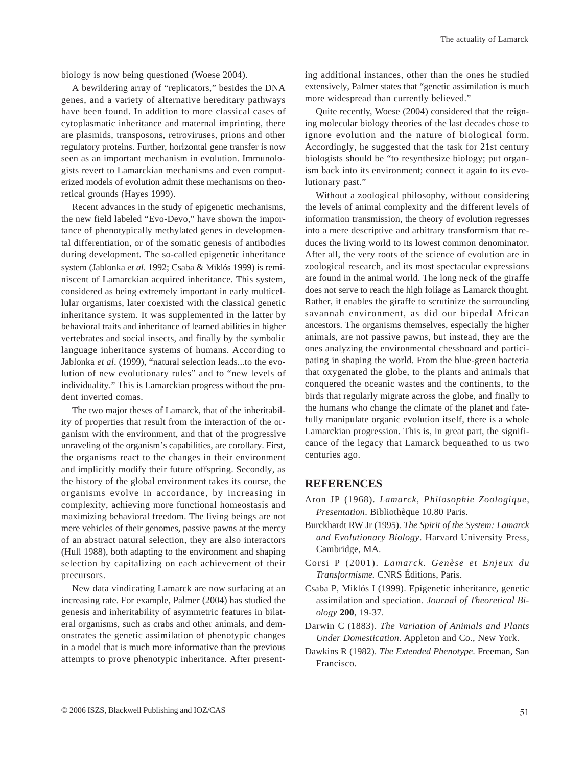biology is now being questioned (Woese 2004).

A bewildering array of "replicators," besides the DNA genes, and a variety of alternative hereditary pathways have been found. In addition to more classical cases of cytoplasmatic inheritance and maternal imprinting, there are plasmids, transposons, retroviruses, prions and other regulatory proteins. Further, horizontal gene transfer is now seen as an important mechanism in evolution. Immunologists revert to Lamarckian mechanisms and even computerized models of evolution admit these mechanisms on theoretical grounds (Hayes 1999).

Recent advances in the study of epigenetic mechanisms, the new field labeled "Evo-Devo," have shown the importance of phenotypically methylated genes in developmental differentiation, or of the somatic genesis of antibodies during development. The so-called epigenetic inheritance system (Jablonka *et al*. 1992; Csaba & Miklós 1999) is reminiscent of Lamarckian acquired inheritance. This system, considered as being extremely important in early multicellular organisms, later coexisted with the classical genetic inheritance system. It was supplemented in the latter by behavioral traits and inheritance of learned abilities in higher vertebrates and social insects, and finally by the symbolic language inheritance systems of humans. According to Jablonka *et al*. (1999), "natural selection leads...to the evolution of new evolutionary rules" and to "new levels of individuality." This is Lamarckian progress without the prudent inverted comas.

The two major theses of Lamarck, that of the inheritability of properties that result from the interaction of the organism with the environment, and that of the progressive unraveling of the organism's capabilities, are corollary. First, the organisms react to the changes in their environment and implicitly modify their future offspring. Secondly, as the history of the global environment takes its course, the organisms evolve in accordance, by increasing in complexity, achieving more functional homeostasis and maximizing behavioral freedom. The living beings are not mere vehicles of their genomes, passive pawns at the mercy of an abstract natural selection, they are also interactors (Hull 1988), both adapting to the environment and shaping selection by capitalizing on each achievement of their precursors.

New data vindicating Lamarck are now surfacing at an increasing rate. For example, Palmer (2004) has studied the genesis and inheritability of asymmetric features in bilateral organisms, such as crabs and other animals, and demonstrates the genetic assimilation of phenotypic changes in a model that is much more informative than the previous attempts to prove phenotypic inheritance. After presenting additional instances, other than the ones he studied extensively, Palmer states that "genetic assimilation is much more widespread than currently believed."

Quite recently, Woese (2004) considered that the reigning molecular biology theories of the last decades chose to ignore evolution and the nature of biological form. Accordingly, he suggested that the task for 21st century biologists should be "to resynthesize biology; put organism back into its environment; connect it again to its evolutionary past."

Without a zoological philosophy, without considering the levels of animal complexity and the different levels of information transmission, the theory of evolution regresses into a mere descriptive and arbitrary transformism that reduces the living world to its lowest common denominator. After all, the very roots of the science of evolution are in zoological research, and its most spectacular expressions are found in the animal world. The long neck of the giraffe does not serve to reach the high foliage as Lamarck thought. Rather, it enables the giraffe to scrutinize the surrounding savannah environment, as did our bipedal African ancestors. The organisms themselves, especially the higher animals, are not passive pawns, but instead, they are the ones analyzing the environmental chessboard and participating in shaping the world. From the blue-green bacteria that oxygenated the globe, to the plants and animals that conquered the oceanic wastes and the continents, to the birds that regularly migrate across the globe, and finally to the humans who change the climate of the planet and fatefully manipulate organic evolution itself, there is a whole Lamarckian progression. This is, in great part, the significance of the legacy that Lamarck bequeathed to us two centuries ago.

## REFERENCES

Aron JP (1968). *Lamarck, Philosophie Zoologique, Presentation*. Bibliothèque 10.80 Paris.

Burckhardt RW Jr (1995). *The Spirit of the System: Lamarck and Evolutionary Biology*. Harvard University Press, Cambridge, MA.

Corsi P (2001). *Lamarck. Genèse et Enjeux du Transformisme.* CNRS Éditions, Paris.

Csaba P, Miklós I (1999). Epigenetic inheritance, genetic assimilation and speciation. *Journal of Theoretical Biology* **200**, 19-37.

Darwin C (1883). *The Variation of Animals and Plants Under Domestication*. Appleton and Co., New York.

Dawkins R (1982). *The Extended Phenotype.* Freeman, San Francisco.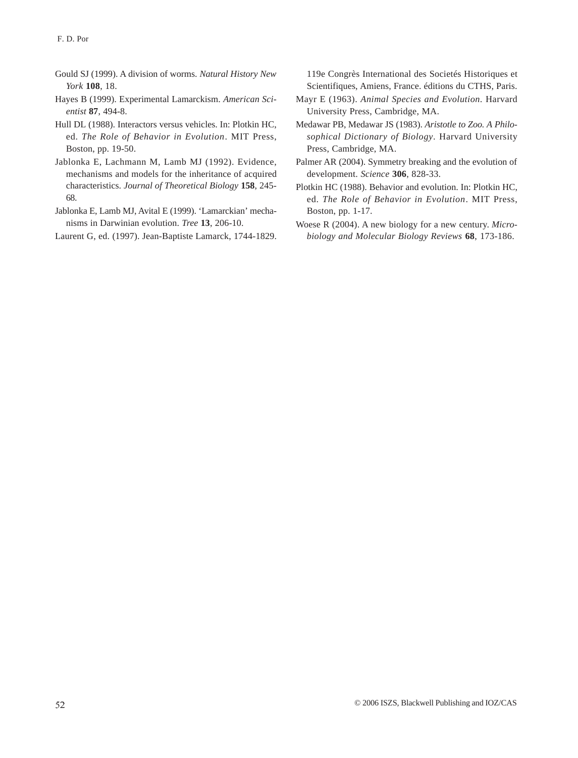Gould SJ (1999). A division of worms. *Natural History New York* **108**, 18.

Hayes B (1999). Experimental Lamarckism. *American Scientist* **87**, 494-8.

Hull DL (1988). Interactors versus vehicles. In: Plotkin HC, ed. *The Role of Behavior in Evolution*. MIT Press, Boston, pp. 19-50.

Jablonka E, Lachmann M, Lamb MJ (1992). Evidence, mechanisms and models for the inheritance of acquired characteristics. *Journal of Theoretical Biology* **158**, 245-68.

Jablonka E, Lamb MJ, Avital E (1999). 'Lamarckian' mechanisms in Darwinian evolution. *Tree* **13**, 206-10.

Laurent G, ed. (1997). Jean-Baptiste Lamarck, 1744-1829. 119e Congrès International des Societés Historiques et Scientifiques, Amiens, France. éditions du CTHS, Paris.

Mayr E (1963). *Animal Species and Evolution*. Harvard University Press, Cambridge, MA.

Medawar PB, Medawar JS (1983). *Aristotle to Zoo. A Philosophical Dictionary of Biology*. Harvard University Press, Cambridge, MA.

Palmer AR (2004). Symmetry breaking and the evolution of development. *Science* **306**, 828-33.

Plotkin HC (1988). Behavior and evolution. In: Plotkin HC, ed. *The Role of Behavior in Evolution*. MIT Press, Boston, pp. 1-17.

Woese R (2004). A new biology for a new century. *Microbiology and Molecular Biology Reviews* **68**, 173-186.